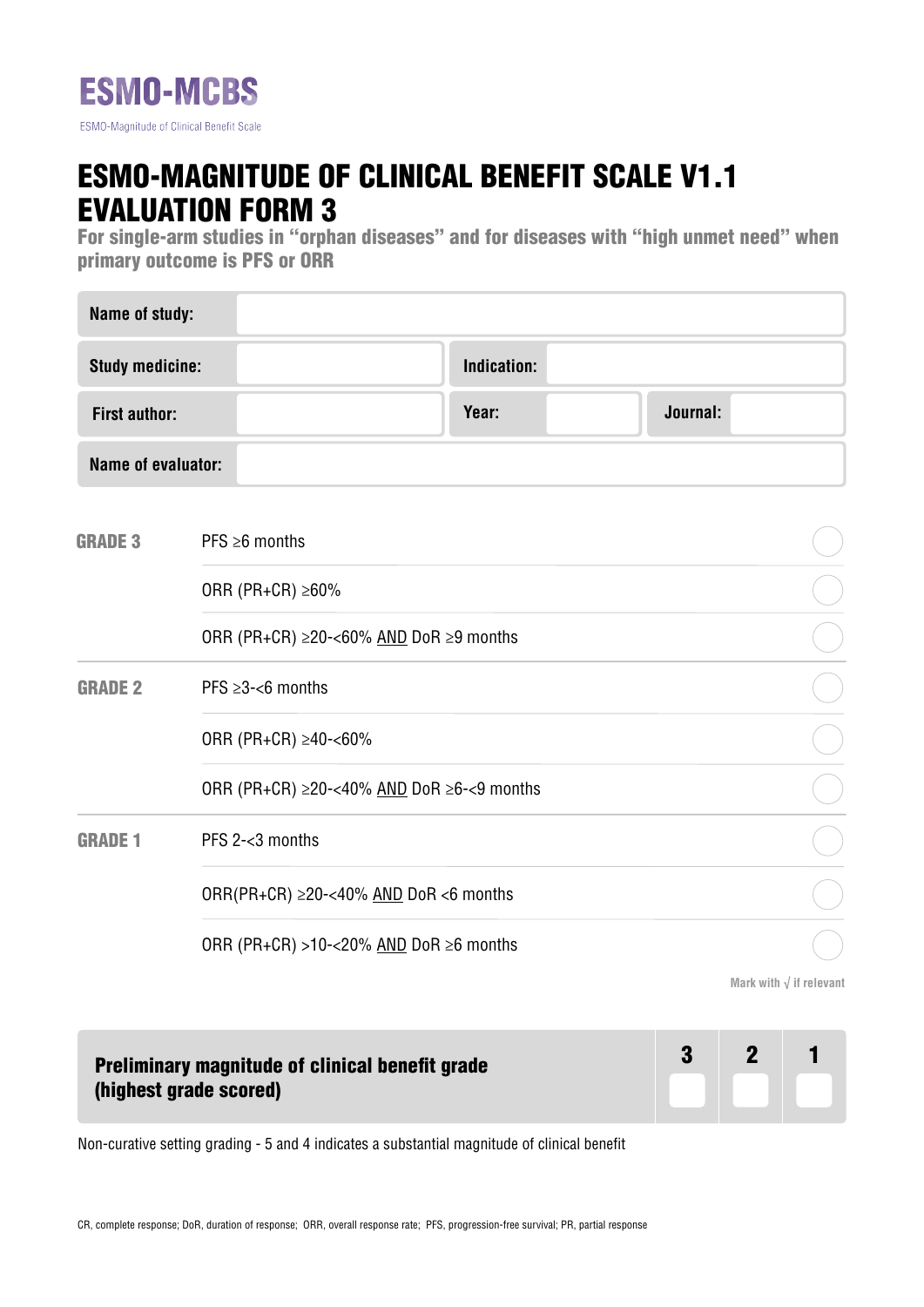# ESMO-MCBS

ESMO-Magnitude of Clinical Benefit Scale

# ESMO-MAGNITUDE OF CLINICAL BENEFIT SCALE V1.1 EVALUATION FORM 3

**For single-arm studies in "orphan diseases" and for diseases with "high unmet need" when primary outcome is PFS or ORR**

| | | | | | |
|---|---|---|---|---|---|
| **Name of study:** | | | | | |
| **Study medicine:** | | **Indication:** | | | |
| **First author:** | | **Year:** | | **Journal:** | |
| **Name of evaluator:** | | | | | |

| Grade | Criterion | |
|---|---|---|
| **GRADE 3** | PFS ≥6 months | ◯ |
| | ORR (PR+CR) ≥60% | ◯ |
| | ORR (PR+CR) ≥20-<60% AND DoR ≥9 months | ◯ |
| **GRADE 2** | PFS ≥3-<6 months | ◯ |
| | ORR (PR+CR) ≥40-<60% | ◯ |
| | ORR (PR+CR) ≥20-<40% AND DoR ≥6-<9 months | ◯ |
| **GRADE 1** | PFS 2-<3 months | ◯ |
| | ORR(PR+CR) ≥20-<40% AND DoR <6 months | ◯ |
| | ORR (PR+CR) >10-<20% AND DoR ≥6 months | ◯ |

Mark with √ if relevant

| **Preliminary magnitude of clinical benefit grade (highest grade scored)** | **3** | **2** | **1** |
|---|---|---|---|
| | ☐ | ☐ | ☐ |

Non-curative setting grading - 5 and 4 indicates a substantial magnitude of clinical benefit

CR, complete response; DoR, duration of response; ORR, overall response rate; PFS, progression-free survival; PR, partial response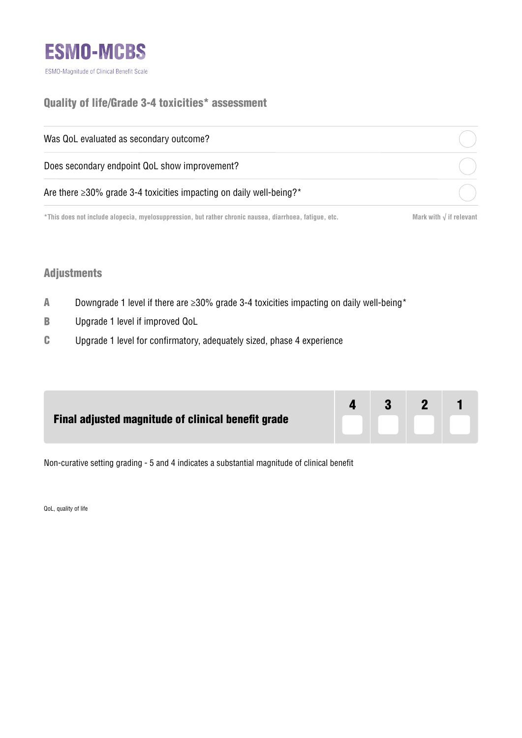# ESMO-MCBS

ESMO-Magnitude of Clinical Benefit Scale

## Quality of life/Grade 3-4 toxicities* assessment

| | |
|---|---|
| Was QoL evaluated as secondary outcome? | ○ |
| Does secondary endpoint QoL show improvement? | ○ |
| Are there ≥30% grade 3-4 toxicities impacting on daily well-being?* | ○ |

*This does not include alopecia, myelosuppression, but rather chronic nausea, diarrhoea, fatigue, etc.

Mark with √ if relevant

## Adjustments

**A** Downgrade 1 level if there are ≥30% grade 3-4 toxicities impacting on daily well-being*

**B** Upgrade 1 level if improved QoL

**C** Upgrade 1 level for confirmatory, adequately sized, phase 4 experience

| | 4 | 3 | 2 | 1 |
|---|---|---|---|---|
| **Final adjusted magnitude of clinical benefit grade** | | | | |

Non-curative setting grading - 5 and 4 indicates a substantial magnitude of clinical benefit

QoL, quality of life